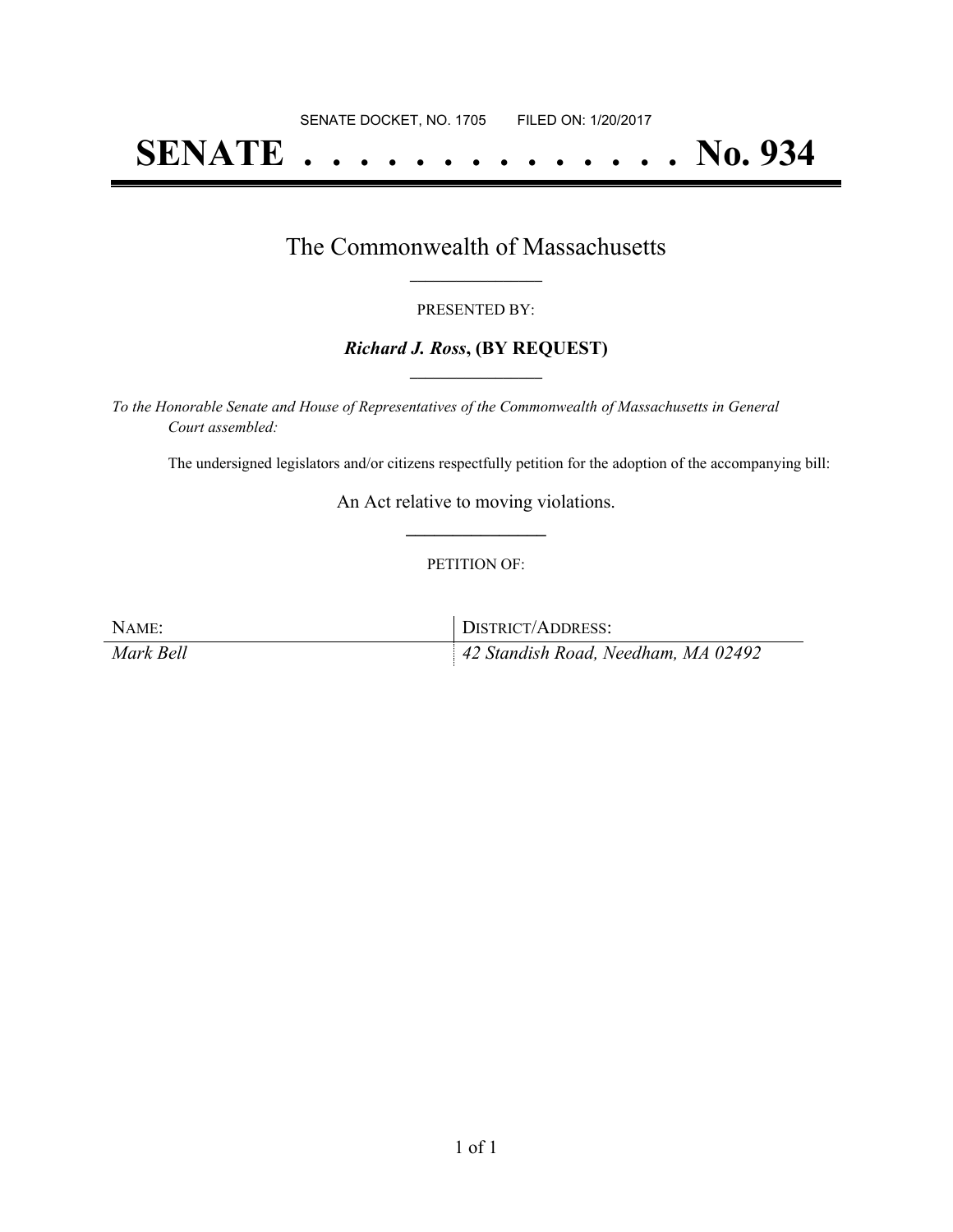SENATE DOCKET, NO. 1705        FILED ON: 1/20/2017

# SENATE . . . . . . . . . . . . . . No. 934

## The Commonwealth of Massachusetts

PRESENTED BY:

***Richard J. Ross*, (BY REQUEST)**

*To the Honorable Senate and House of Representatives of the Commonwealth of Massachusetts in General Court assembled:*

The undersigned legislators and/or citizens respectfully petition for the adoption of the accompanying bill:

An Act relative to moving violations.

PETITION OF:

| NAME: | DISTRICT/ADDRESS: |
|---|---|
| *Mark Bell* | *42 Standish Road, Needham, MA 02492* |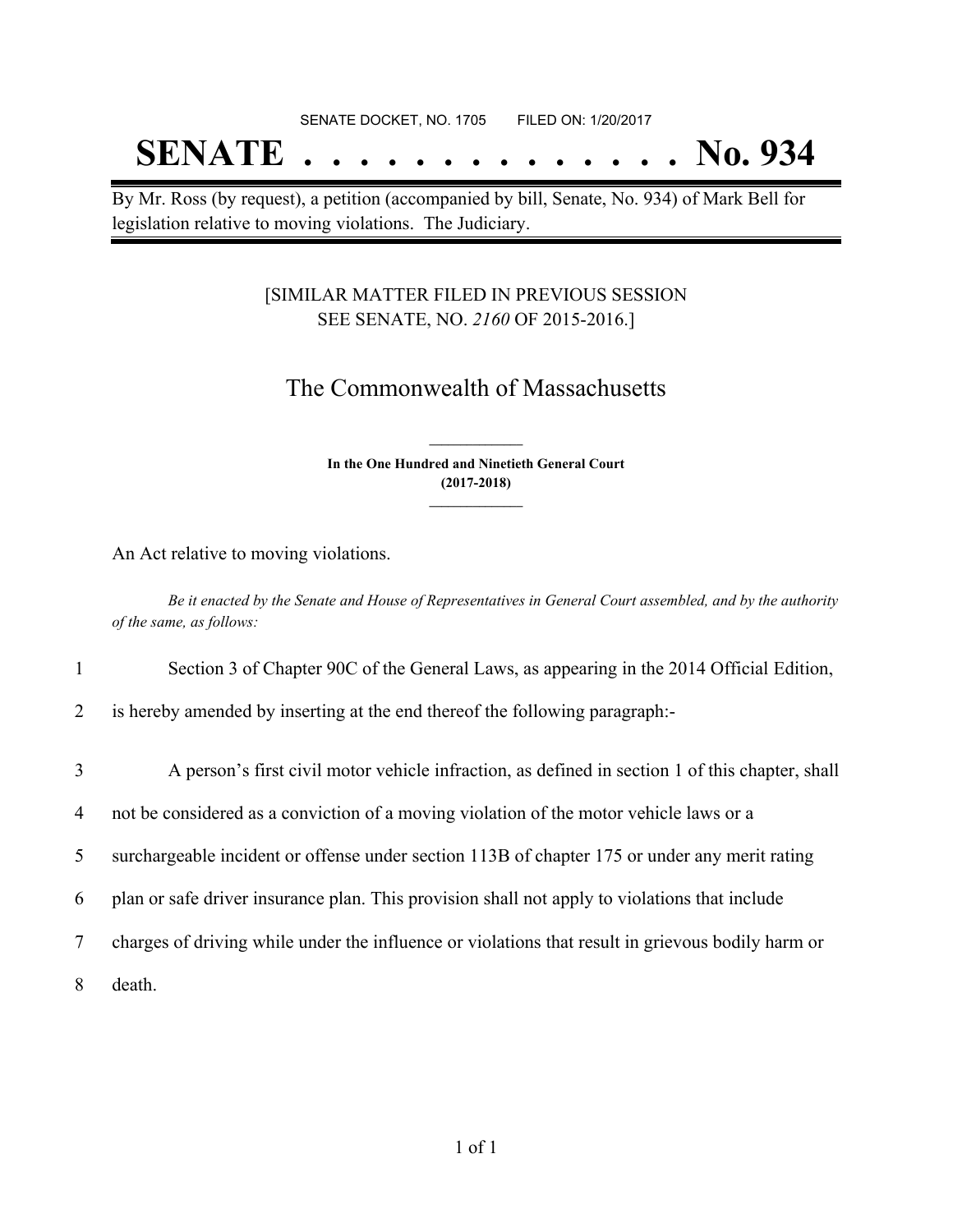SENATE DOCKET, NO. 1705        FILED ON: 1/20/2017

# SENATE . . . . . . . . . . . . . . No. 934

By Mr. Ross (by request), a petition (accompanied by bill, Senate, No. 934) of Mark Bell for legislation relative to moving violations. The Judiciary.

[SIMILAR MATTER FILED IN PREVIOUS SESSION
SEE SENATE, NO. *2160* OF 2015-2016.]

## The Commonwealth of Massachusetts

**In the One Hundred and Ninetieth General Court**
**(2017-2018)**

An Act relative to moving violations.

*Be it enacted by the Senate and House of Representatives in General Court assembled, and by the authority of the same, as follows:*

1 Section 3 of Chapter 90C of the General Laws, as appearing in the 2014 Official Edition,
2 is hereby amended by inserting at the end thereof the following paragraph:-

3 A person's first civil motor vehicle infraction, as defined in section 1 of this chapter, shall
4 not be considered as a conviction of a moving violation of the motor vehicle laws or a
5 surchargeable incident or offense under section 113B of chapter 175 or under any merit rating
6 plan or safe driver insurance plan. This provision shall not apply to violations that include
7 charges of driving while under the influence or violations that result in grievous bodily harm or
8 death.